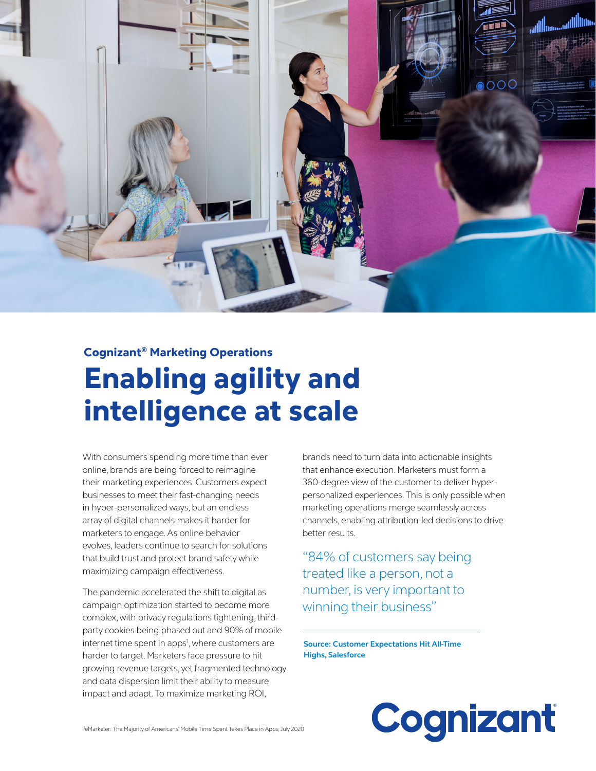**Cognizant® Marketing Operations**

# Enabling agility and intelligence at scale

With consumers spending more time than ever online, brands are being forced to reimagine their marketing experiences. Customers expect businesses to meet their fast-changing needs in hyper-personalized ways, but an endless array of digital channels makes it harder for marketers to engage. As online behavior evolves, leaders continue to search for solutions that build trust and protect brand safety while maximizing campaign effectiveness.

The pandemic accelerated the shift to digital as campaign optimization started to become more complex, with privacy regulations tightening, third-party cookies being phased out and 90% of mobile internet time spent in apps[1], where customers are harder to target. Marketers face pressure to hit growing revenue targets, yet fragmented technology and data dispersion limit their ability to measure impact and adapt. To maximize marketing ROI, brands need to turn data into actionable insights that enhance execution. Marketers must form a 360-degree view of the customer to deliver hyper-personalized experiences. This is only possible when marketing operations merge seamlessly across channels, enabling attribution-led decisions to drive better results.

> "84% of customers say being treated like a person, not a number, is very important to winning their business"

**Source: Customer Expectations Hit All-Time Highs, Salesforce**

[1]eMarketer: The Majority of Americans' Mobile Time Spent Takes Place in Apps, July 2020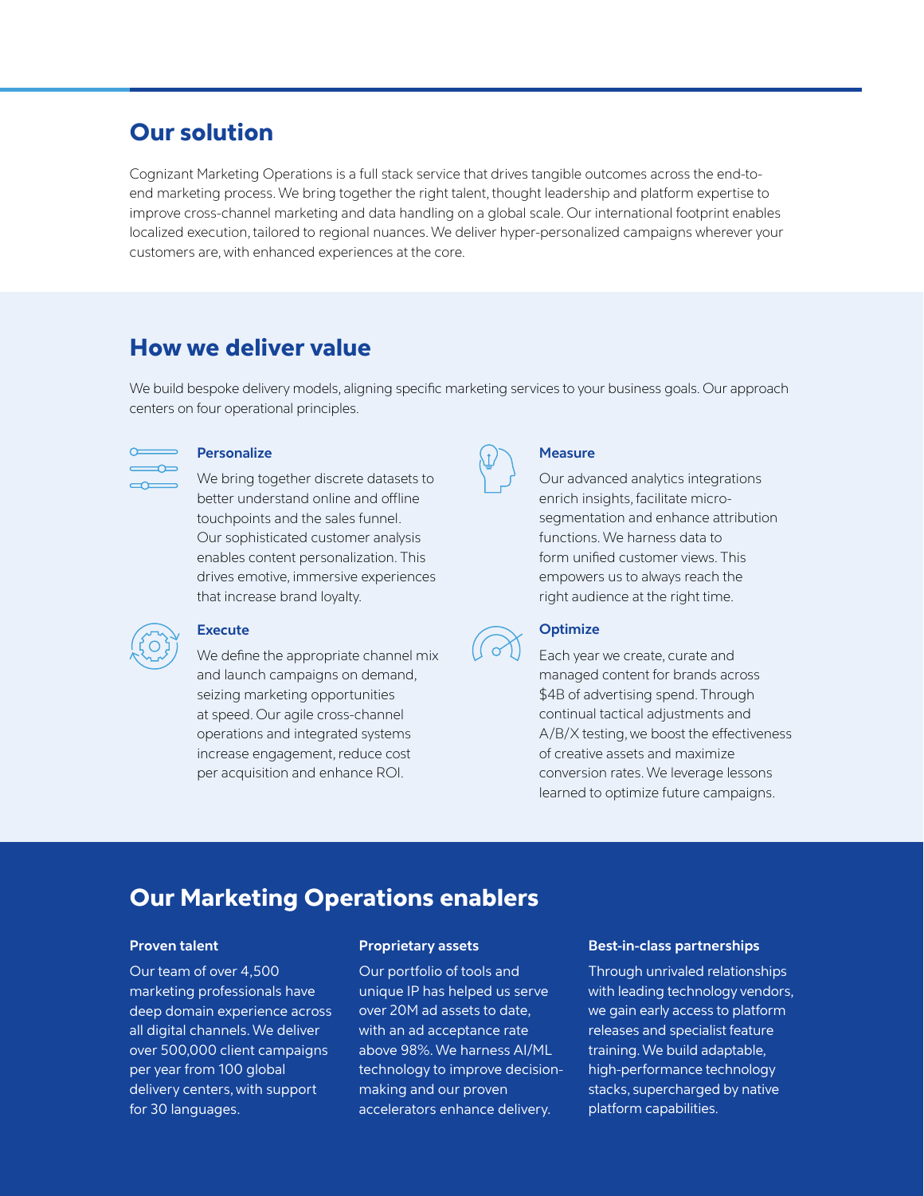## Our solution

Cognizant Marketing Operations is a full stack service that drives tangible outcomes across the end-to-end marketing process. We bring together the right talent, thought leadership and platform expertise to improve cross-channel marketing and data handling on a global scale. Our international footprint enables localized execution, tailored to regional nuances. We deliver hyper-personalized campaigns wherever your customers are, with enhanced experiences at the core.

## How we deliver value

We build bespoke delivery models, aligning specific marketing services to your business goals. Our approach centers on four operational principles.

### Personalize

We bring together discrete datasets to better understand online and offline touchpoints and the sales funnel. Our sophisticated customer analysis enables content personalization. This drives emotive, immersive experiences that increase brand loyalty.

### Execute

We define the appropriate channel mix and launch campaigns on demand, seizing marketing opportunities at speed. Our agile cross-channel operations and integrated systems increase engagement, reduce cost per acquisition and enhance ROI.

### Measure

Our advanced analytics integrations enrich insights, facilitate micro-segmentation and enhance attribution functions. We harness data to form unified customer views. This empowers us to always reach the right audience at the right time.

### Optimize

Each year we create, curate and managed content for brands across $4B of advertising spend. Through continual tactical adjustments and A/B/X testing, we boost the effectiveness of creative assets and maximize conversion rates. We leverage lessons learned to optimize future campaigns.

## Our Marketing Operations enablers

### Proven talent

Our team of over 4,500 marketing professionals have deep domain experience across all digital channels. We deliver over 500,000 client campaigns per year from 100 global delivery centers, with support for 30 languages.

### Proprietary assets

Our portfolio of tools and unique IP has helped us serve over 20M ad assets to date, with an ad acceptance rate above 98%. We harness AI/ML technology to improve decision-making and our proven accelerators enhance delivery.

### Best-in-class partnerships

Through unrivaled relationships with leading technology vendors, we gain early access to platform releases and specialist feature training. We build adaptable, high-performance technology stacks, supercharged by native platform capabilities.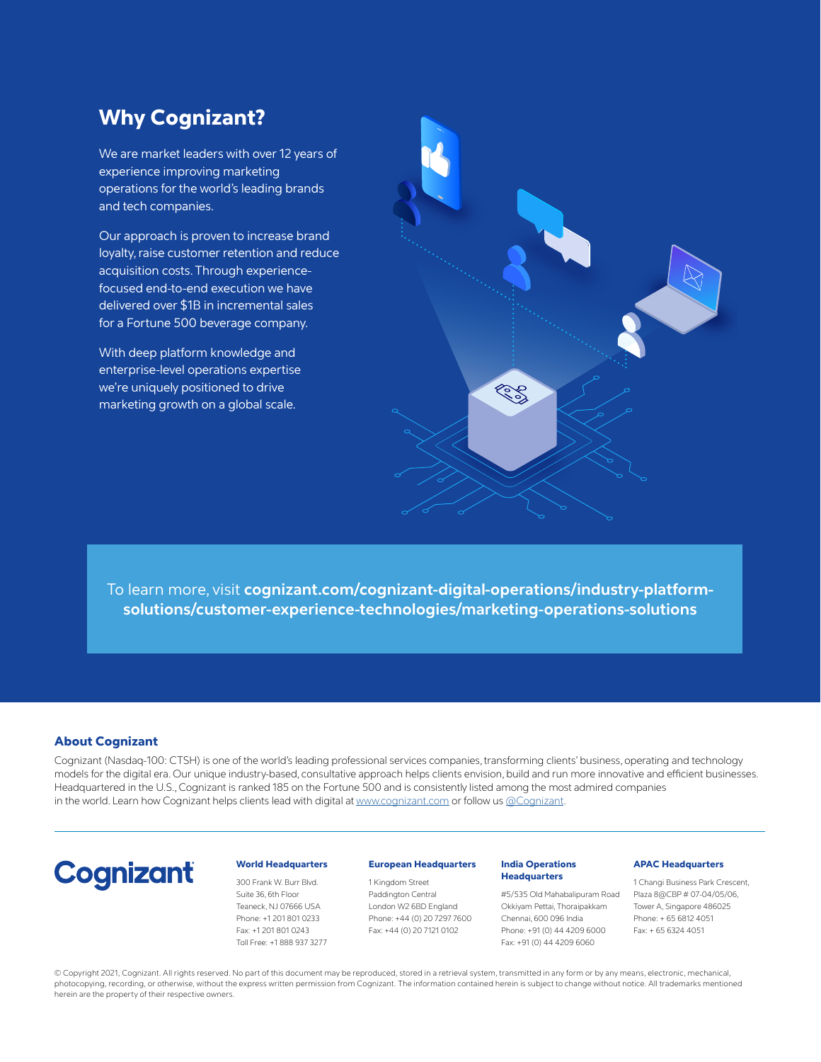## Why Cognizant?

We are market leaders with over 12 years of experience improving marketing operations for the world's leading brands and tech companies.

Our approach is proven to increase brand loyalty, raise customer retention and reduce acquisition costs. Through experience-focused end-to-end execution we have delivered over $1B in incremental sales for a Fortune 500 beverage company.

With deep platform knowledge and enterprise-level operations expertise we're uniquely positioned to drive marketing growth on a global scale.

To learn more, visit **cognizant.com/cognizant-digital-operations/industry-platform-solutions/customer-experience-technologies/marketing-operations-solutions**

### About Cognizant

Cognizant (Nasdaq-100: CTSH) is one of the world's leading professional services companies, transforming clients' business, operating and technology models for the digital era. Our unique industry-based, consultative approach helps clients envision, build and run more innovative and efficient businesses. Headquartered in the U.S., Cognizant is ranked 185 on the Fortune 500 and is consistently listed among the most admired companies in the world. Learn how Cognizant helps clients lead with digital at www.cognizant.com or follow us @Cognizant.

**Cognizant**

**World Headquarters**
300 Frank W. Burr Blvd.
Suite 36, 6th Floor
Teaneck, NJ 07666 USA
Phone: +1 201 801 0233
Fax: +1 201 801 0243
Toll Free: +1 888 937 3277

**European Headquarters**
1 Kingdom Street
Paddington Central
London W2 6BD England
Phone: +44 (0) 20 7297 7600
Fax: +44 (0) 20 7121 0102

**India Operations Headquarters**
#5/535 Old Mahabalipuram Road
Okkiyam Pettai, Thoraipakkam
Chennai, 600 096 India
Phone: +91 (0) 44 4209 6000
Fax: +91 (0) 44 4209 6060

**APAC Headquarters**
1 Changi Business Park Crescent,
Plaza 8@CBP # 07-04/05/06,
Tower A, Singapore 486025
Phone: + 65 6812 4051
Fax: + 65 6324 4051

© Copyright 2021, Cognizant. All rights reserved. No part of this document may be reproduced, stored in a retrieval system, transmitted in any form or by any means, electronic, mechanical, photocopying, recording, or otherwise, without the express written permission from Cognizant. The information contained herein is subject to change without notice. All trademarks mentioned herein are the property of their respective owners.